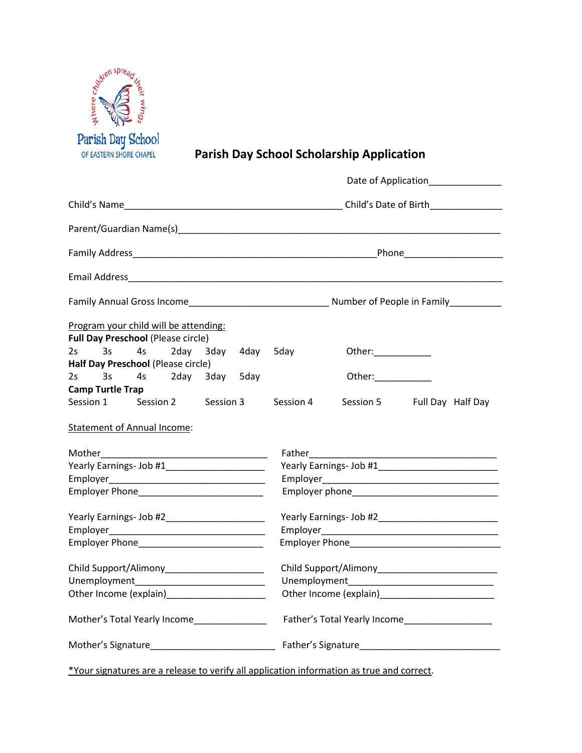Where children spread their wings

Parish Day School
OF EASTERN SHORE CHAPEL

# Parish Day School Scholarship Application

Date of Application______________

Child's Name__________________________________________ Child's Date of Birth______________

Parent/Guardian Name(s)_________________________________________________________________

Family Address_______________________________________________Phone___________________

Email Address_________________________________________________________________________

Family Annual Gross Income___________________________ Number of People in Family__________

Program your child will be attending:

**Full Day Preschool** (Please circle)

2s 3s 4s 2day 3day 4day 5day Other:___________

**Half Day Preschool** (Please circle)

2s 3s 4s 2day 3day 5day Other:___________

**Camp Turtle Trap**

Session 1 Session 2 Session 3 Session 4 Session 5 Full Day Half Day

Statement of Annual Income:

Mother_________________________________

Yearly Earnings- Job #1___________________

Employer_______________________________

Employer Phone_________________________

Yearly Earnings- Job #2___________________

Employer_______________________________

Employer Phone_________________________

Child Support/Alimony___________________

Unemployment__________________________

Other Income (explain)___________________

Mother's Total Yearly Income______________

Mother's Signature________________________

Father_____________________________________

Yearly Earnings- Job #1_______________________

Employer___________________________________

Employer phone_____________________________

Yearly Earnings- Job #2_______________________

Employer___________________________________

Employer Phone_____________________________

Child Support/Alimony_______________________

Unemployment______________________________

Other Income (explain)_______________________

Father's Total Yearly Income_________________

Father's Signature___________________________

*Your signatures are a release to verify all application information as true and correct.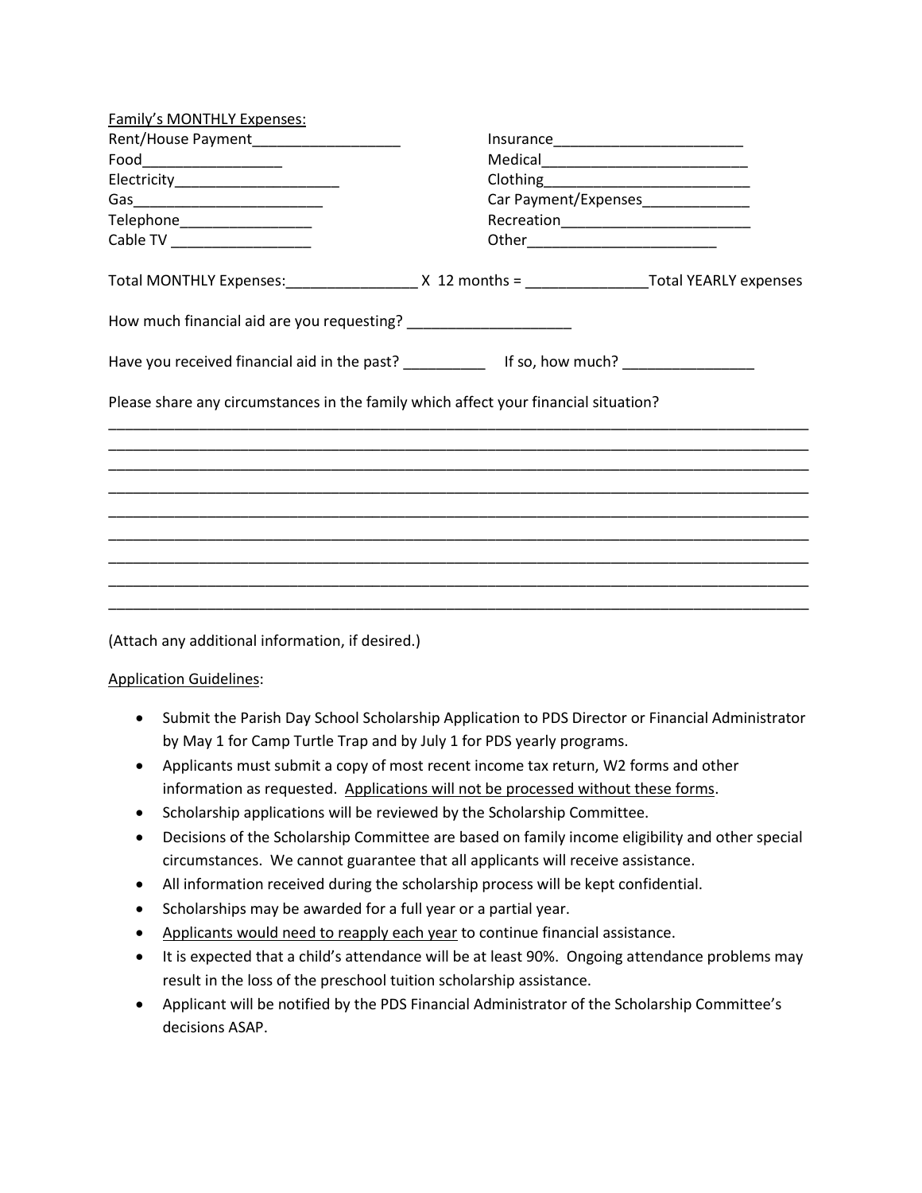<u>Family's MONTHLY Expenses:</u>

Rent/House Payment__________________

Food_________________

Electricity____________________

Gas_______________________

Telephone________________

Cable TV _________________

Insurance_______________________

Medical_________________________

Clothing_________________________

Car Payment/Expenses_____________

Recreation_______________________

Other______________________

Total MONTHLY Expenses:________________ X 12 months = _______________Total YEARLY expenses

How much financial aid are you requesting? ____________________

Have you received financial aid in the past? __________ If so, how much? ________________

Please share any circumstances in the family which affect your financial situation?

__________________________________________________________________________________________

__________________________________________________________________________________________

__________________________________________________________________________________________

__________________________________________________________________________________________

__________________________________________________________________________________________

__________________________________________________________________________________________

__________________________________________________________________________________________

__________________________________________________________________________________________

__________________________________________________________________________________________

(Attach any additional information, if desired.)

<u>Application Guidelines</u>:

- Submit the Parish Day School Scholarship Application to PDS Director or Financial Administrator by May 1 for Camp Turtle Trap and by July 1 for PDS yearly programs.
- Applicants must submit a copy of most recent income tax return, W2 forms and other information as requested. <u>Applications will not be processed without these forms</u>.
- Scholarship applications will be reviewed by the Scholarship Committee.
- Decisions of the Scholarship Committee are based on family income eligibility and other special circumstances. We cannot guarantee that all applicants will receive assistance.
- All information received during the scholarship process will be kept confidential.
- Scholarships may be awarded for a full year or a partial year.
- <u>Applicants would need to reapply each year</u> to continue financial assistance.
- It is expected that a child's attendance will be at least 90%. Ongoing attendance problems may result in the loss of the preschool tuition scholarship assistance.
- Applicant will be notified by the PDS Financial Administrator of the Scholarship Committee's decisions ASAP.